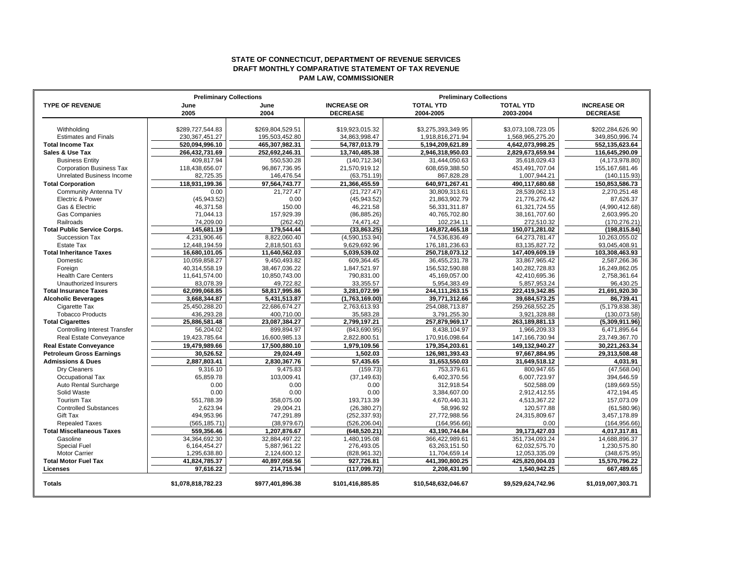**STATE OF CONNECTICUT, DEPARTMENT OF REVENUE SERVICES**
**DRAFT MONTHLY COMPARATIVE STATEMENT OF TAX REVENUE**
**PAM LAW, COMMISSIONER**

| TYPE OF REVENUE | Preliminary Collections June 2005 | June 2004 | INCREASE OR DECREASE | Preliminary Collections TOTAL YTD 2004-2005 | TOTAL YTD 2003-2004 | INCREASE OR DECREASE |
|---|---|---|---|---|---|---|
| Withholding | $289,727,544.83 | $269,804,529.51 | $19,923,015.32 | $3,275,393,349.95 | $3,073,108,723.05 | $202,284,626.90 |
| Estimates and Finals | 230,367,451.27 | 195,503,452.80 | 34,863,998.47 | 1,918,816,271.94 | 1,568,965,275.20 | 349,850,996.74 |
| **Total Income Tax** | **520,094,996.10** | **465,307,982.31** | **54,787,013.79** | **5,194,209,621.89** | **4,642,073,998.25** | **552,135,623.64** |
| **Sales & Use Tax** | **266,432,731.69** | **252,692,246.31** | **13,740,485.38** | **2,946,318,950.03** | **2,829,673,659.94** | **116,645,290.09** |
| Business Entity | 409,817.94 | 550,530.28 | (140,712.34) | 31,444,050.63 | 35,618,029.43 | (4,173,978.80) |
| Corporation Business Tax | 118,438,656.07 | 96,867,736.95 | 21,570,919.12 | 608,659,388.50 | 453,491,707.04 | 155,167,681.46 |
| Unrelated Business Income | 82,725.35 | 146,476.54 | (63,751.19) | 867,828.28 | 1,007,944.21 | (140,115.93) |
| **Total Corporation** | **118,931,199.36** | **97,564,743.77** | **21,366,455.59** | **640,971,267.41** | **490,117,680.68** | **150,853,586.73** |
| Community Antenna TV | 0.00 | 21,727.47 | (21,727.47) | 30,809,313.61 | 28,539,062.13 | 2,270,251.48 |
| Electric & Power | (45,943.52) | 0.00 | (45,943.52) | 21,863,902.79 | 21,776,276.42 | 87,626.37 |
| Gas & Electric | 46,371.58 | 150.00 | 46,221.58 | 56,331,311.87 | 61,321,724.55 | (4,990,412.68) |
| Gas Companies | 71,044.13 | 157,929.39 | (86,885.26) | 40,765,702.80 | 38,161,707.60 | 2,603,995.20 |
| Railroads | 74,209.00 | (262.42) | 74,471.42 | 102,234.11 | 272,510.32 | (170,276.21) |
| **Total Public Service Corps.** | **145,681.19** | **179,544.44** | **(33,863.25)** | **149,872,465.18** | **150,071,281.02** | **(198,815.84)** |
| Succession Tax | 4,231,906.46 | 8,822,060.40 | (4,590,153.94) | 74,536,836.49 | 64,273,781.47 | 10,263,055.02 |
| Estate Tax | 12,448,194.59 | 2,818,501.63 | 9,629,692.96 | 176,181,236.63 | 83,135,827.72 | 93,045,408.91 |
| **Total Inheritance Taxes** | **16,680,101.05** | **11,640,562.03** | **5,039,539.02** | **250,718,073.12** | **147,409,609.19** | **103,308,463.93** |
| Domestic | 10,059,858.27 | 9,450,493.82 | 609,364.45 | 36,455,231.78 | 33,867,965.42 | 2,587,266.36 |
| Foreign | 40,314,558.19 | 38,467,036.22 | 1,847,521.97 | 156,532,590.88 | 140,282,728.83 | 16,249,862.05 |
| Health Care Centers | 11,641,574.00 | 10,850,743.00 | 790,831.00 | 45,169,057.00 | 42,410,695.36 | 2,758,361.64 |
| Unauthorized Insurers | 83,078.39 | 49,722.82 | 33,355.57 | 5,954,383.49 | 5,857,953.24 | 96,430.25 |
| **Total Insurance Taxes** | **62,099,068.85** | **58,817,995.86** | **3,281,072.99** | **244,111,263.15** | **222,419,342.85** | **21,691,920.30** |
| **Alcoholic Beverages** | **3,668,344.87** | **5,431,513.87** | **(1,763,169.00)** | **39,771,312.66** | **39,684,573.25** | **86,739.41** |
| Cigarette Tax | 25,450,288.20 | 22,686,674.27 | 2,763,613.93 | 254,088,713.87 | 259,268,552.25 | (5,179,838.38) |
| Tobacco Products | 436,293.28 | 400,710.00 | 35,583.28 | 3,791,255.30 | 3,921,328.88 | (130,073.58) |
| **Total Cigarettes** | **25,886,581.48** | **23,087,384.27** | **2,799,197.21** | **257,879,969.17** | **263,189,881.13** | **(5,309,911.96)** |
| Controlling Interest Transfer | 56,204.02 | 899,894.97 | (843,690.95) | 8,438,104.97 | 1,966,209.33 | 6,471,895.64 |
| Real Estate Conveyance | 19,423,785.64 | 16,600,985.13 | 2,822,800.51 | 170,916,098.64 | 147,166,730.94 | 23,749,367.70 |
| **Real Estate Conveyance** | **19,479,989.66** | **17,500,880.10** | **1,979,109.56** | **179,354,203.61** | **149,132,940.27** | **30,221,263.34** |
| **Petroleum Gross Earnings** | **30,526.52** | **29,024.49** | **1,502.03** | **126,981,393.43** | **97,667,884.95** | **29,313,508.48** |
| **Admissions & Dues** | **2,887,803.41** | **2,830,367.76** | **57,435.65** | **31,653,550.03** | **31,649,518.12** | **4,031.91** |
| Dry Cleaners | 9,316.10 | 9,475.83 | (159.73) | 753,379.61 | 800,947.65 | (47,568.04) |
| Occupational Tax | 65,859.78 | 103,009.41 | (37,149.63) | 6,402,370.56 | 6,007,723.97 | 394,646.59 |
| Auto Rental Surcharge | 0.00 | 0.00 | 0.00 | 312,918.54 | 502,588.09 | (189,669.55) |
| Solid Waste | 0.00 | 0.00 | 0.00 | 3,384,607.00 | 2,912,412.55 | 472,194.45 |
| Tourism Tax | 551,788.39 | 358,075.00 | 193,713.39 | 4,670,440.31 | 4,513,367.22 | 157,073.09 |
| Controlled Substances | 2,623.94 | 29,004.21 | (26,380.27) | 58,996.92 | 120,577.88 | (61,580.96) |
| Gift Tax | 494,953.96 | 747,291.89 | (252,337.93) | 27,772,988.56 | 24,315,809.67 | 3,457,178.89 |
| Repealed Taxes | (565,185.71) | (38,979.67) | (526,206.04) | (164,956.66) | 0.00 | (164,956.66) |
| **Total Miscellaneous Taxes** | **559,356.46** | **1,207,876.67** | **(648,520.21)** | **43,190,744.84** | **39,173,427.03** | **4,017,317.81** |
| Gasoline | 34,364,692.30 | 32,884,497.22 | 1,480,195.08 | 366,422,989.61 | 351,734,093.24 | 14,688,896.37 |
| Special Fuel | 6,164,454.27 | 5,887,961.22 | 276,493.05 | 63,263,151.50 | 62,032,575.70 | 1,230,575.80 |
| Motor Carrier | 1,295,638.80 | 2,124,600.12 | (828,961.32) | 11,704,659.14 | 12,053,335.09 | (348,675.95) |
| **Total Motor Fuel Tax** | **41,824,785.37** | **40,897,058.56** | **927,726.81** | **441,390,800.25** | **425,820,004.03** | **15,570,796.22** |
| **Licenses** | **97,616.22** | **214,715.94** | **(117,099.72)** | **2,208,431.90** | **1,540,942.25** | **667,489.65** |
| **Totals** | **$1,078,818,782.23** | **$977,401,896.38** | **$101,416,885.85** | **$10,548,632,046.67** | **$9,529,624,742.96** | **$1,019,007,303.71** |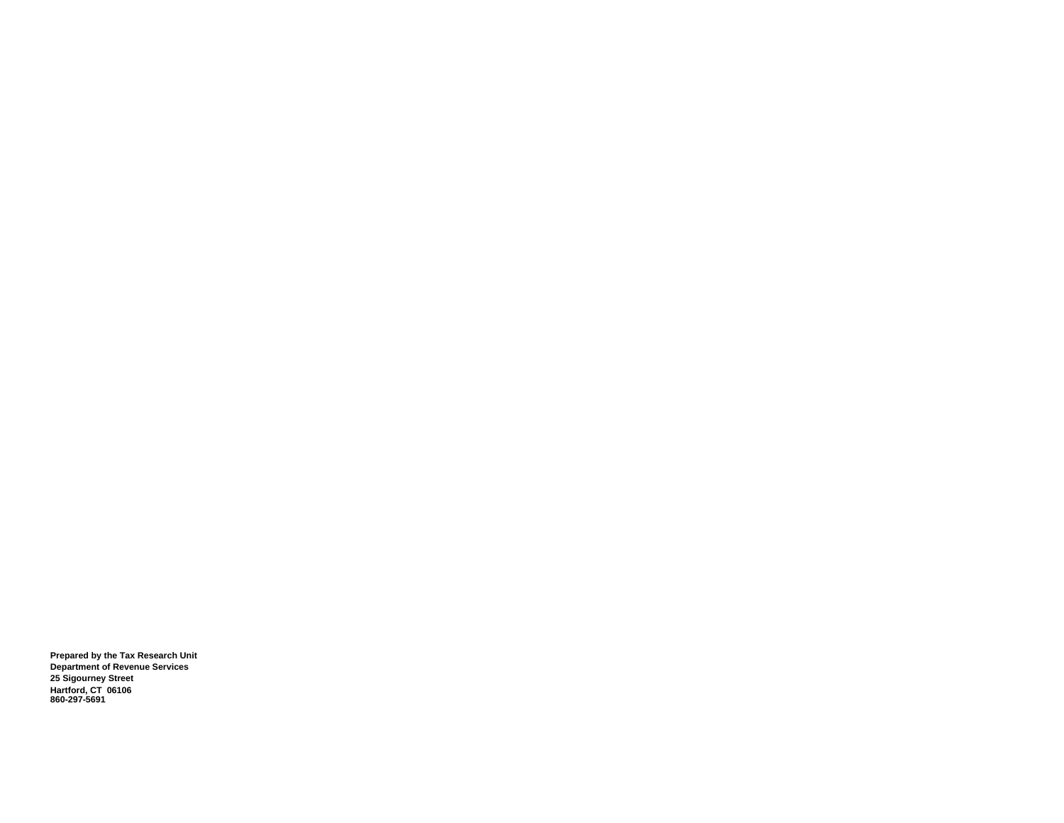**Prepared by the Tax Research Unit**
**Department of Revenue Services**
**25 Sigourney Street**
**Hartford, CT 06106**
**860-297-5691**